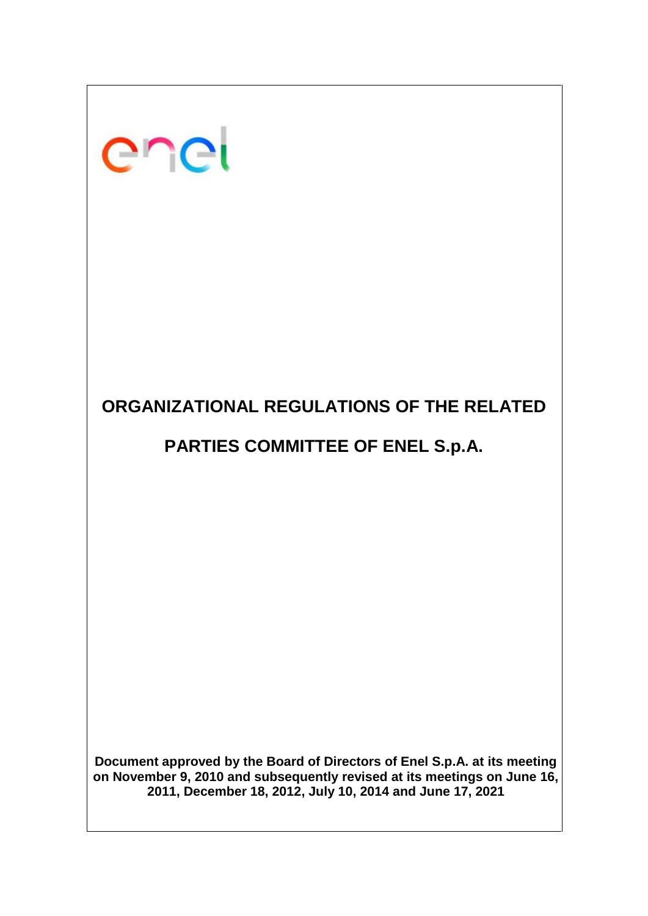enel

# ORGANIZATIONAL REGULATIONS OF THE RELATED PARTIES COMMITTEE OF ENEL S.p.A.

**Document approved by the Board of Directors of Enel S.p.A. at its meeting on November 9, 2010 and subsequently revised at its meetings on June 16, 2011, December 18, 2012, July 10, 2014 and June 17, 2021**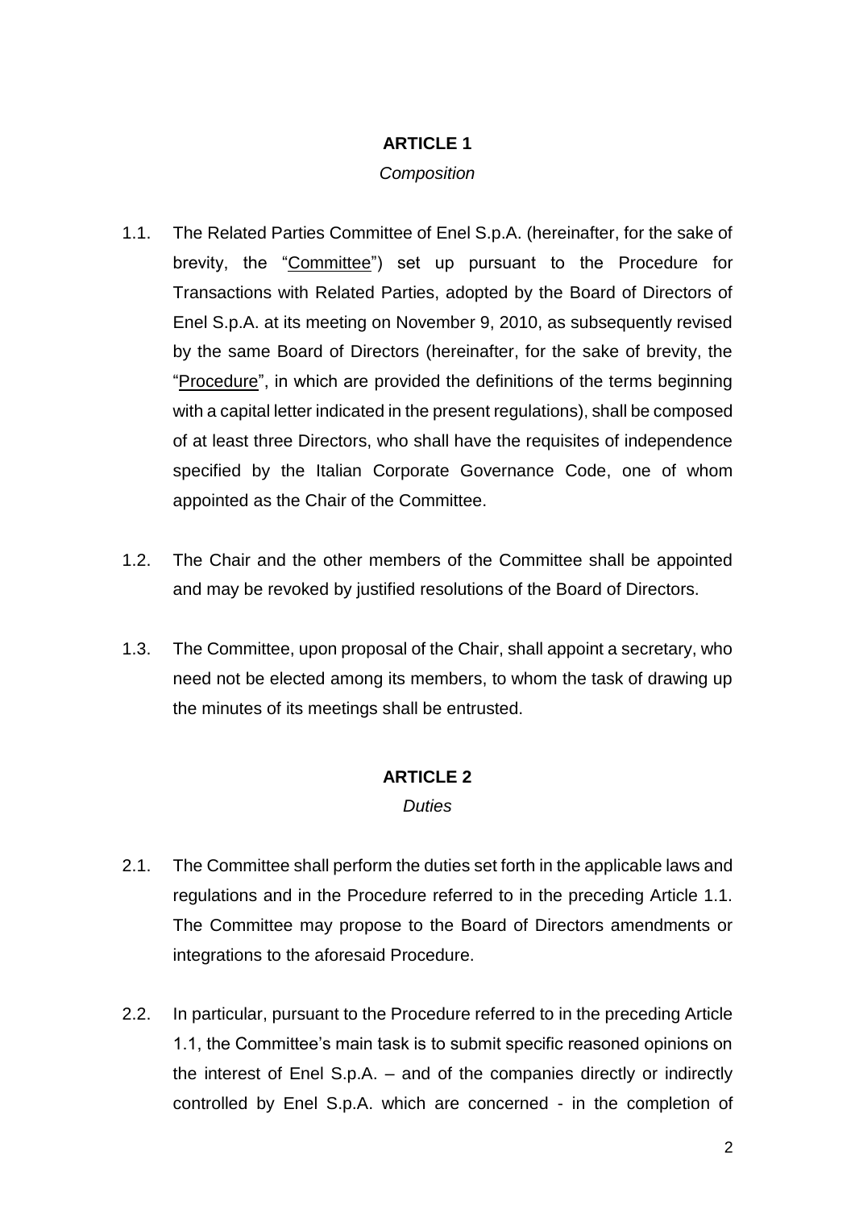## ARTICLE 1

*Composition*

1.1. The Related Parties Committee of Enel S.p.A. (hereinafter, for the sake of brevity, the "Committee") set up pursuant to the Procedure for Transactions with Related Parties, adopted by the Board of Directors of Enel S.p.A. at its meeting on November 9, 2010, as subsequently revised by the same Board of Directors (hereinafter, for the sake of brevity, the "Procedure", in which are provided the definitions of the terms beginning with a capital letter indicated in the present regulations), shall be composed of at least three Directors, who shall have the requisites of independence specified by the Italian Corporate Governance Code, one of whom appointed as the Chair of the Committee.

1.2. The Chair and the other members of the Committee shall be appointed and may be revoked by justified resolutions of the Board of Directors.

1.3. The Committee, upon proposal of the Chair, shall appoint a secretary, who need not be elected among its members, to whom the task of drawing up the minutes of its meetings shall be entrusted.

## ARTICLE 2

*Duties*

2.1. The Committee shall perform the duties set forth in the applicable laws and regulations and in the Procedure referred to in the preceding Article 1.1. The Committee may propose to the Board of Directors amendments or integrations to the aforesaid Procedure.

2.2. In particular, pursuant to the Procedure referred to in the preceding Article 1.1, the Committee's main task is to submit specific reasoned opinions on the interest of Enel S.p.A. – and of the companies directly or indirectly controlled by Enel S.p.A. which are concerned - in the completion of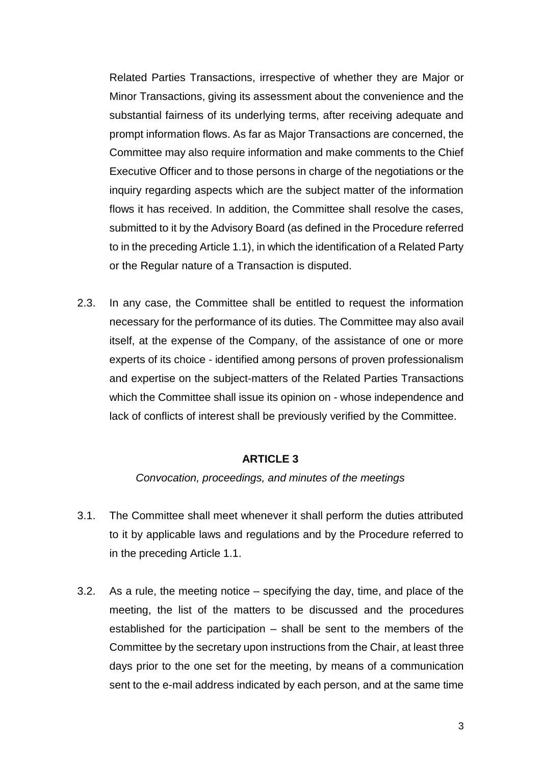Related Parties Transactions, irrespective of whether they are Major or Minor Transactions, giving its assessment about the convenience and the substantial fairness of its underlying terms, after receiving adequate and prompt information flows. As far as Major Transactions are concerned, the Committee may also require information and make comments to the Chief Executive Officer and to those persons in charge of the negotiations or the inquiry regarding aspects which are the subject matter of the information flows it has received. In addition, the Committee shall resolve the cases, submitted to it by the Advisory Board (as defined in the Procedure referred to in the preceding Article 1.1), in which the identification of a Related Party or the Regular nature of a Transaction is disputed.

2.3. In any case, the Committee shall be entitled to request the information necessary for the performance of its duties. The Committee may also avail itself, at the expense of the Company, of the assistance of one or more experts of its choice - identified among persons of proven professionalism and expertise on the subject-matters of the Related Parties Transactions which the Committee shall issue its opinion on - whose independence and lack of conflicts of interest shall be previously verified by the Committee.

## ARTICLE 3

*Convocation, proceedings, and minutes of the meetings*

3.1. The Committee shall meet whenever it shall perform the duties attributed to it by applicable laws and regulations and by the Procedure referred to in the preceding Article 1.1.

3.2. As a rule, the meeting notice – specifying the day, time, and place of the meeting, the list of the matters to be discussed and the procedures established for the participation – shall be sent to the members of the Committee by the secretary upon instructions from the Chair, at least three days prior to the one set for the meeting, by means of a communication sent to the e-mail address indicated by each person, and at the same time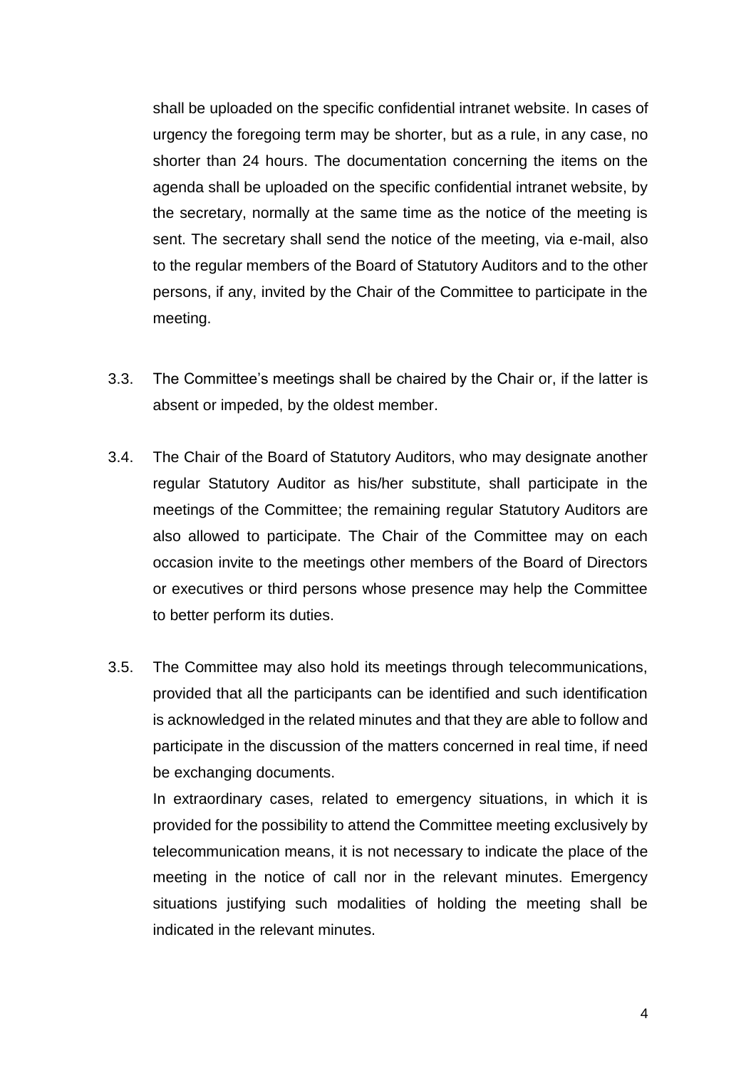shall be uploaded on the specific confidential intranet website. In cases of urgency the foregoing term may be shorter, but as a rule, in any case, no shorter than 24 hours. The documentation concerning the items on the agenda shall be uploaded on the specific confidential intranet website, by the secretary, normally at the same time as the notice of the meeting is sent. The secretary shall send the notice of the meeting, via e-mail, also to the regular members of the Board of Statutory Auditors and to the other persons, if any, invited by the Chair of the Committee to participate in the meeting.

3.3. The Committee's meetings shall be chaired by the Chair or, if the latter is absent or impeded, by the oldest member.

3.4. The Chair of the Board of Statutory Auditors, who may designate another regular Statutory Auditor as his/her substitute, shall participate in the meetings of the Committee; the remaining regular Statutory Auditors are also allowed to participate. The Chair of the Committee may on each occasion invite to the meetings other members of the Board of Directors or executives or third persons whose presence may help the Committee to better perform its duties.

3.5. The Committee may also hold its meetings through telecommunications, provided that all the participants can be identified and such identification is acknowledged in the related minutes and that they are able to follow and participate in the discussion of the matters concerned in real time, if need be exchanging documents.

In extraordinary cases, related to emergency situations, in which it is provided for the possibility to attend the Committee meeting exclusively by telecommunication means, it is not necessary to indicate the place of the meeting in the notice of call nor in the relevant minutes. Emergency situations justifying such modalities of holding the meeting shall be indicated in the relevant minutes.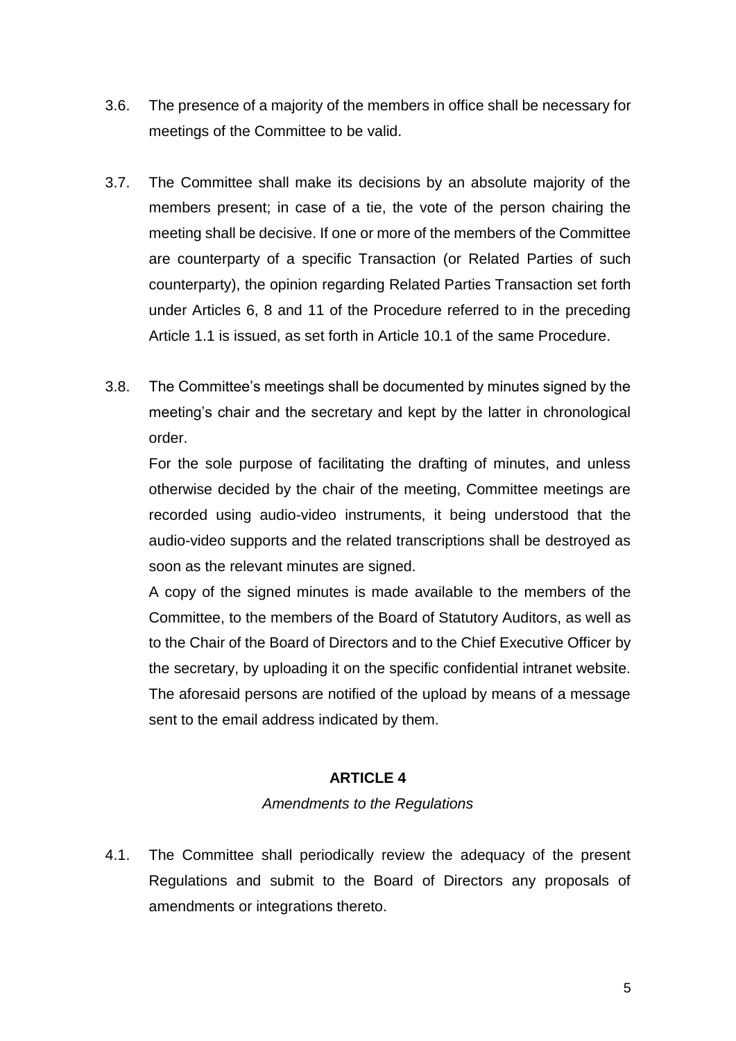3.6. The presence of a majority of the members in office shall be necessary for meetings of the Committee to be valid.

3.7. The Committee shall make its decisions by an absolute majority of the members present; in case of a tie, the vote of the person chairing the meeting shall be decisive. If one or more of the members of the Committee are counterparty of a specific Transaction (or Related Parties of such counterparty), the opinion regarding Related Parties Transaction set forth under Articles 6, 8 and 11 of the Procedure referred to in the preceding Article 1.1 is issued, as set forth in Article 10.1 of the same Procedure.

3.8. The Committee's meetings shall be documented by minutes signed by the meeting's chair and the secretary and kept by the latter in chronological order.

For the sole purpose of facilitating the drafting of minutes, and unless otherwise decided by the chair of the meeting, Committee meetings are recorded using audio-video instruments, it being understood that the audio-video supports and the related transcriptions shall be destroyed as soon as the relevant minutes are signed.

A copy of the signed minutes is made available to the members of the Committee, to the members of the Board of Statutory Auditors, as well as to the Chair of the Board of Directors and to the Chief Executive Officer by the secretary, by uploading it on the specific confidential intranet website. The aforesaid persons are notified of the upload by means of a message sent to the email address indicated by them.

## ARTICLE 4

*Amendments to the Regulations*

4.1. The Committee shall periodically review the adequacy of the present Regulations and submit to the Board of Directors any proposals of amendments or integrations thereto.